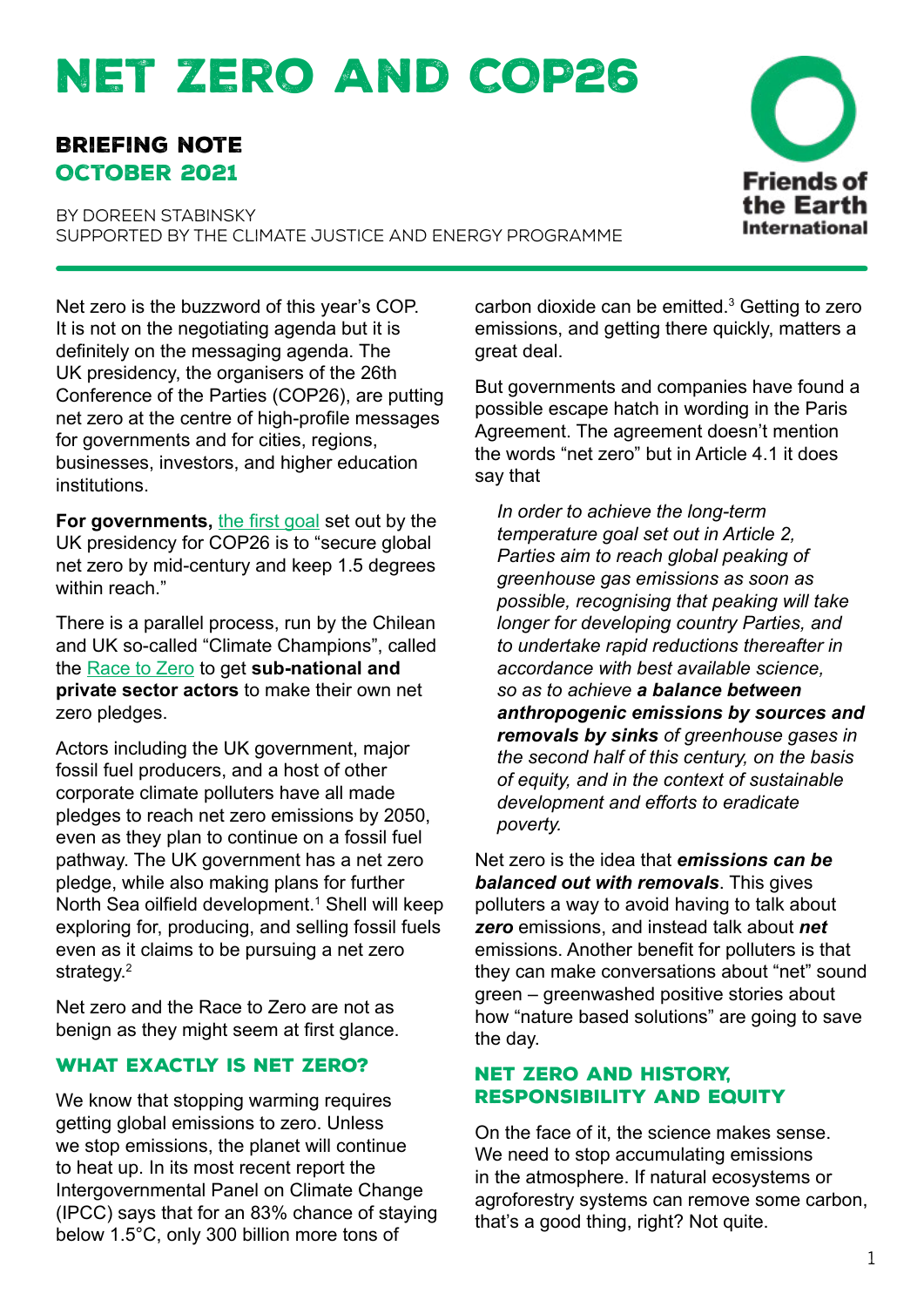# NET ZERO AND COP26

## BRIEFING NOTE
## OCTOBER 2021

BY DOREEN STABINSKY
SUPPORTED BY THE CLIMATE JUSTICE AND ENERGY PROGRAMME

Friends of the Earth International

Net zero is the buzzword of this year's COP. It is not on the negotiating agenda but it is definitely on the messaging agenda. The UK presidency, the organisers of the 26th Conference of the Parties (COP26), are putting net zero at the centre of high-profile messages for governments and for cities, regions, businesses, investors, and higher education institutions.

**For governments,** the first goal set out by the UK presidency for COP26 is to "secure global net zero by mid-century and keep 1.5 degrees within reach."

There is a parallel process, run by the Chilean and UK so-called "Climate Champions", called the Race to Zero to get **sub-national and private sector actors** to make their own net zero pledges.

Actors including the UK government, major fossil fuel producers, and a host of other corporate climate polluters have all made pledges to reach net zero emissions by 2050, even as they plan to continue on a fossil fuel pathway. The UK government has a net zero pledge, while also making plans for further North Sea oilfield development.[1] Shell will keep exploring for, producing, and selling fossil fuels even as it claims to be pursuing a net zero strategy.[2]

Net zero and the Race to Zero are not as benign as they might seem at first glance.

### WHAT EXACTLY IS NET ZERO?

We know that stopping warming requires getting global emissions to zero. Unless we stop emissions, the planet will continue to heat up. In its most recent report the Intergovernmental Panel on Climate Change (IPCC) says that for an 83% chance of staying below 1.5°C, only 300 billion more tons of carbon dioxide can be emitted.[3] Getting to zero emissions, and getting there quickly, matters a great deal.

But governments and companies have found a possible escape hatch in wording in the Paris Agreement. The agreement doesn't mention the words "net zero" but in Article 4.1 it does say that

> *In order to achieve the long-term temperature goal set out in Article 2, Parties aim to reach global peaking of greenhouse gas emissions as soon as possible, recognising that peaking will take longer for developing country Parties, and to undertake rapid reductions thereafter in accordance with best available science, so as to achieve* ***a balance between anthropogenic emissions by sources and removals by sinks*** *of greenhouse gases in the second half of this century, on the basis of equity, and in the context of sustainable development and efforts to eradicate poverty.*

Net zero is the idea that ***emissions can be balanced out with removals***. This gives polluters a way to avoid having to talk about ***zero*** emissions, and instead talk about ***net*** emissions. Another benefit for polluters is that they can make conversations about "net" sound green – greenwashed positive stories about how "nature based solutions" are going to save the day.

### NET ZERO AND HISTORY, RESPONSIBILITY AND EQUITY

On the face of it, the science makes sense. We need to stop accumulating emissions in the atmosphere. If natural ecosystems or agroforestry systems can remove some carbon, that's a good thing, right? Not quite.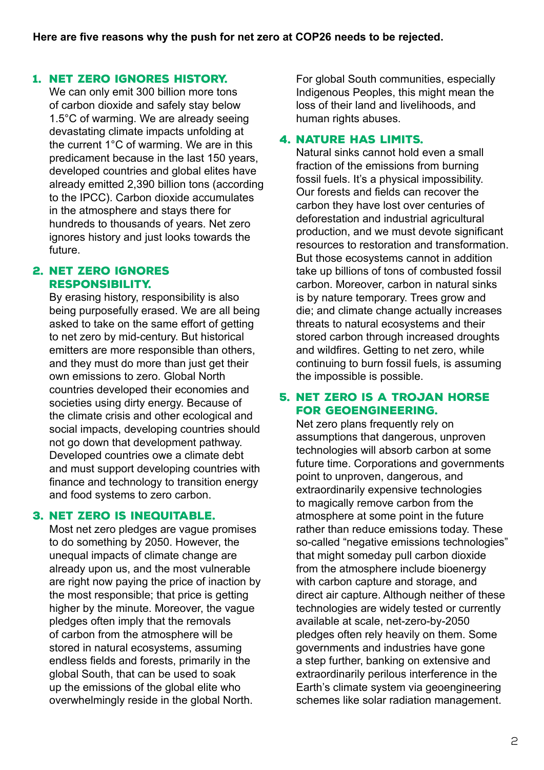**Here are five reasons why the push for net zero at COP26 needs to be rejected.**

## 1. NET ZERO IGNORES HISTORY.

We can only emit 300 billion more tons of carbon dioxide and safely stay below 1.5°C of warming. We are already seeing devastating climate impacts unfolding at the current 1°C of warming. We are in this predicament because in the last 150 years, developed countries and global elites have already emitted 2,390 billion tons (according to the IPCC). Carbon dioxide accumulates in the atmosphere and stays there for hundreds to thousands of years. Net zero ignores history and just looks towards the future.

## 2. NET ZERO IGNORES RESPONSIBILITY.

By erasing history, responsibility is also being purposefully erased. We are all being asked to take on the same effort of getting to net zero by mid-century. But historical emitters are more responsible than others, and they must do more than just get their own emissions to zero. Global North countries developed their economies and societies using dirty energy. Because of the climate crisis and other ecological and social impacts, developing countries should not go down that development pathway. Developed countries owe a climate debt and must support developing countries with finance and technology to transition energy and food systems to zero carbon.

## 3. NET ZERO IS INEQUITABLE.

Most net zero pledges are vague promises to do something by 2050. However, the unequal impacts of climate change are already upon us, and the most vulnerable are right now paying the price of inaction by the most responsible; that price is getting higher by the minute. Moreover, the vague pledges often imply that the removals of carbon from the atmosphere will be stored in natural ecosystems, assuming endless fields and forests, primarily in the global South, that can be used to soak up the emissions of the global elite who overwhelmingly reside in the global North. For global South communities, especially Indigenous Peoples, this might mean the loss of their land and livelihoods, and human rights abuses.

## 4. NATURE HAS LIMITS.

Natural sinks cannot hold even a small fraction of the emissions from burning fossil fuels. It's a physical impossibility. Our forests and fields can recover the carbon they have lost over centuries of deforestation and industrial agricultural production, and we must devote significant resources to restoration and transformation. But those ecosystems cannot in addition take up billions of tons of combusted fossil carbon. Moreover, carbon in natural sinks is by nature temporary. Trees grow and die; and climate change actually increases threats to natural ecosystems and their stored carbon through increased droughts and wildfires. Getting to net zero, while continuing to burn fossil fuels, is assuming the impossible is possible.

## 5. NET ZERO IS A TROJAN HORSE FOR GEOENGINEERING.

Net zero plans frequently rely on assumptions that dangerous, unproven technologies will absorb carbon at some future time. Corporations and governments point to unproven, dangerous, and extraordinarily expensive technologies to magically remove carbon from the atmosphere at some point in the future rather than reduce emissions today. These so-called "negative emissions technologies" that might someday pull carbon dioxide from the atmosphere include bioenergy with carbon capture and storage, and direct air capture. Although neither of these technologies are widely tested or currently available at scale, net-zero-by-2050 pledges often rely heavily on them. Some governments and industries have gone a step further, banking on extensive and extraordinarily perilous interference in the Earth's climate system via geoengineering schemes like solar radiation management.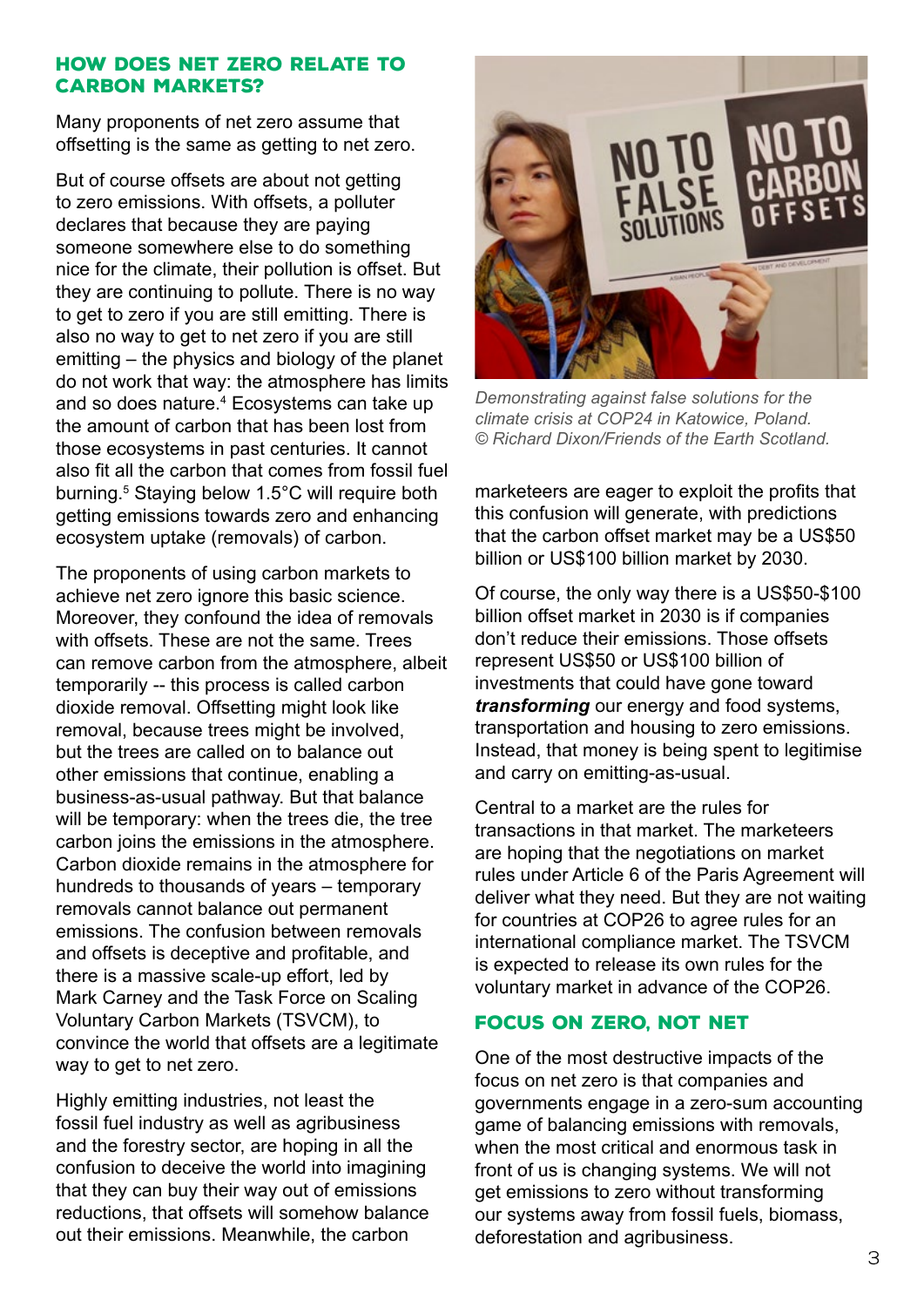## HOW DOES NET ZERO RELATE TO CARBON MARKETS?

Many proponents of net zero assume that offsetting is the same as getting to net zero.

But of course offsets are about not getting to zero emissions. With offsets, a polluter declares that because they are paying someone somewhere else to do something nice for the climate, their pollution is offset. But they are continuing to pollute. There is no way to get to zero if you are still emitting. There is also no way to get to net zero if you are still emitting – the physics and biology of the planet do not work that way: the atmosphere has limits and so does nature.[4] Ecosystems can take up the amount of carbon that has been lost from those ecosystems in past centuries. It cannot also fit all the carbon that comes from fossil fuel burning.[5] Staying below 1.5°C will require both getting emissions towards zero and enhancing ecosystem uptake (removals) of carbon.

The proponents of using carbon markets to achieve net zero ignore this basic science. Moreover, they confound the idea of removals with offsets. These are not the same. Trees can remove carbon from the atmosphere, albeit temporarily -- this process is called carbon dioxide removal. Offsetting might look like removal, because trees might be involved, but the trees are called on to balance out other emissions that continue, enabling a business-as-usual pathway. But that balance will be temporary: when the trees die, the tree carbon joins the emissions in the atmosphere. Carbon dioxide remains in the atmosphere for hundreds to thousands of years – temporary removals cannot balance out permanent emissions. The confusion between removals and offsets is deceptive and profitable, and there is a massive scale-up effort, led by Mark Carney and the Task Force on Scaling Voluntary Carbon Markets (TSVCM), to convince the world that offsets are a legitimate way to get to net zero.

Highly emitting industries, not least the fossil fuel industry as well as agribusiness and the forestry sector, are hoping in all the confusion to deceive the world into imagining that they can buy their way out of emissions reductions, that offsets will somehow balance out their emissions. Meanwhile, the carbon marketeers are eager to exploit the profits that this confusion will generate, with predictions that the carbon offset market may be a US$50 billion or US$100 billion market by 2030.

*Demonstrating against false solutions for the climate crisis at COP24 in Katowice, Poland. © Richard Dixon/Friends of the Earth Scotland.*

Of course, the only way there is a US$50-$100 billion offset market in 2030 is if companies don't reduce their emissions. Those offsets represent US$50 or US$100 billion of investments that could have gone toward ***transforming*** our energy and food systems, transportation and housing to zero emissions. Instead, that money is being spent to legitimise and carry on emitting-as-usual.

Central to a market are the rules for transactions in that market. The marketeers are hoping that the negotiations on market rules under Article 6 of the Paris Agreement will deliver what they need. But they are not waiting for countries at COP26 to agree rules for an international compliance market. The TSVCM is expected to release its own rules for the voluntary market in advance of the COP26.

## FOCUS ON ZERO, NOT NET

One of the most destructive impacts of the focus on net zero is that companies and governments engage in a zero-sum accounting game of balancing emissions with removals, when the most critical and enormous task in front of us is changing systems. We will not get emissions to zero without transforming our systems away from fossil fuels, biomass, deforestation and agribusiness.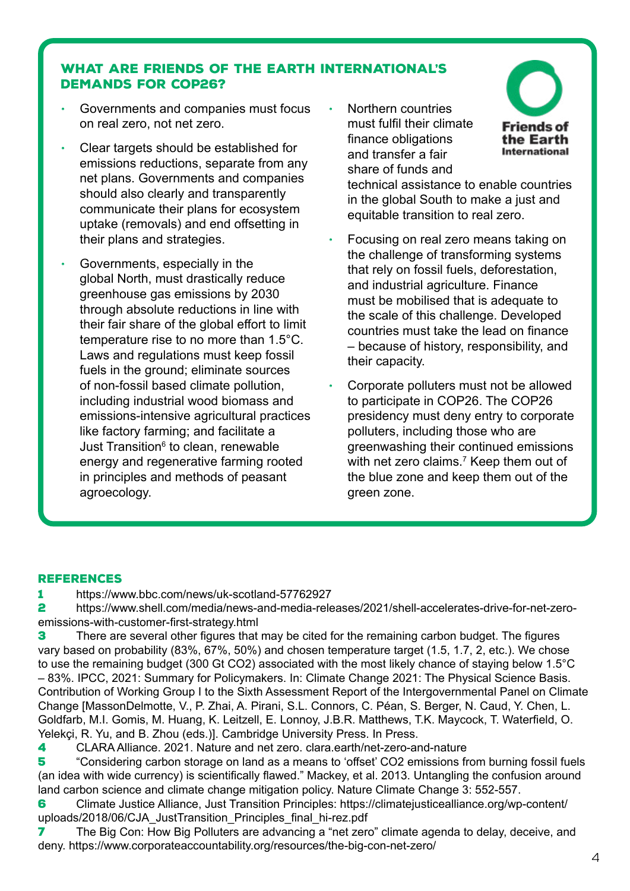## WHAT ARE FRIENDS OF THE EARTH INTERNATIONAL'S DEMANDS FOR COP26?

- Governments and companies must focus on real zero, not net zero.
- Clear targets should be established for emissions reductions, separate from any net plans. Governments and companies should also clearly and transparently communicate their plans for ecosystem uptake (removals) and end offsetting in their plans and strategies.
- Governments, especially in the global North, must drastically reduce greenhouse gas emissions by 2030 through absolute reductions in line with their fair share of the global effort to limit temperature rise to no more than 1.5°C. Laws and regulations must keep fossil fuels in the ground; eliminate sources of non-fossil based climate pollution, including industrial wood biomass and emissions-intensive agricultural practices like factory farming; and facilitate a Just Transition[6] to clean, renewable energy and regenerative farming rooted in principles and methods of peasant agroecology.
- Northern countries must fulfil their climate finance obligations and transfer a fair share of funds and technical assistance to enable countries in the global South to make a just and equitable transition to real zero.
- Focusing on real zero means taking on the challenge of transforming systems that rely on fossil fuels, deforestation, and industrial agriculture. Finance must be mobilised that is adequate to the scale of this challenge. Developed countries must take the lead on finance – because of history, responsibility, and their capacity.
- Corporate polluters must not be allowed to participate in COP26. The COP26 presidency must deny entry to corporate polluters, including those who are greenwashing their continued emissions with net zero claims.[7] Keep them out of the blue zone and keep them out of the green zone.

Friends of the Earth International

## REFERENCES

1. https://www.bbc.com/news/uk-scotland-57762927
2. https://www.shell.com/media/news-and-media-releases/2021/shell-accelerates-drive-for-net-zero-emissions-with-customer-first-strategy.html
3. There are several other figures that may be cited for the remaining carbon budget. The figures vary based on probability (83%, 67%, 50%) and chosen temperature target (1.5, 1.7, 2, etc.). We chose to use the remaining budget (300 Gt CO2) associated with the most likely chance of staying below 1.5°C – 83%. IPCC, 2021: Summary for Policymakers. In: Climate Change 2021: The Physical Science Basis. Contribution of Working Group I to the Sixth Assessment Report of the Intergovernmental Panel on Climate Change [MassonDelmotte, V., P. Zhai, A. Pirani, S.L. Connors, C. Péan, S. Berger, N. Caud, Y. Chen, L. Goldfarb, M.I. Gomis, M. Huang, K. Leitzell, E. Lonnoy, J.B.R. Matthews, T.K. Maycock, T. Waterfield, O. Yelekçi, R. Yu, and B. Zhou (eds.)]. Cambridge University Press. In Press.
4. CLARA Alliance. 2021. Nature and net zero. clara.earth/net-zero-and-nature
5. "Considering carbon storage on land as a means to 'offset' CO2 emissions from burning fossil fuels (an idea with wide currency) is scientifically flawed." Mackey, et al. 2013. Untangling the confusion around land carbon science and climate change mitigation policy. Nature Climate Change 3: 552-557.
6. Climate Justice Alliance, Just Transition Principles: https://climatejusticealliance.org/wp-content/uploads/2018/06/CJA_JustTransition_Principles_final_hi-rez.pdf
7. The Big Con: How Big Polluters are advancing a "net zero" climate agenda to delay, deceive, and deny. https://www.corporateaccountability.org/resources/the-big-con-net-zero/